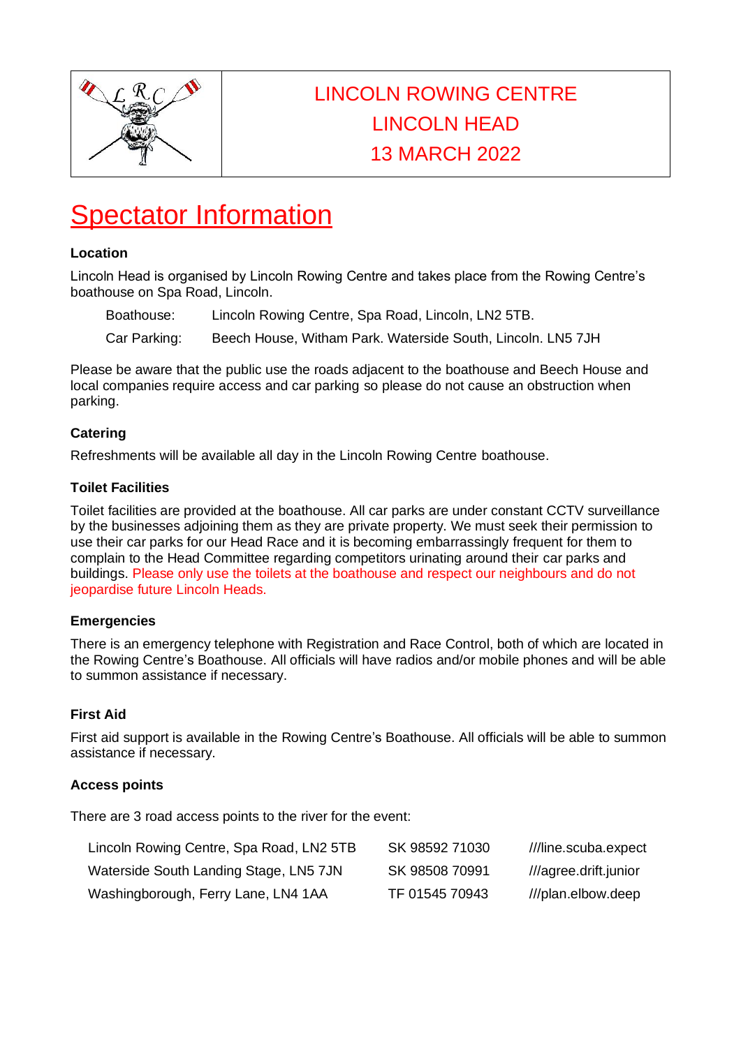| | LINCOLN ROWING CENTRE<br>LINCOLN HEAD<br>13 MARCH 2022 |
|---|---|

# Spectator Information

**Location**

Lincoln Head is organised by Lincoln Rowing Centre and takes place from the Rowing Centre's boathouse on Spa Road, Lincoln.

| | |
|---|---|
| Boathouse: | Lincoln Rowing Centre, Spa Road, Lincoln, LN2 5TB. |
| Car Parking: | Beech House, Witham Park. Waterside South, Lincoln. LN5 7JH |

Please be aware that the public use the roads adjacent to the boathouse and Beech House and local companies require access and car parking so please do not cause an obstruction when parking.

**Catering**

Refreshments will be available all day in the Lincoln Rowing Centre boathouse.

**Toilet Facilities**

Toilet facilities are provided at the boathouse. All car parks are under constant CCTV surveillance by the businesses adjoining them as they are private property. We must seek their permission to use their car parks for our Head Race and it is becoming embarrassingly frequent for them to complain to the Head Committee regarding competitors urinating around their car parks and buildings. Please only use the toilets at the boathouse and respect our neighbours and do not jeopardise future Lincoln Heads.

**Emergencies**

There is an emergency telephone with Registration and Race Control, both of which are located in the Rowing Centre's Boathouse. All officials will have radios and/or mobile phones and will be able to summon assistance if necessary.

**First Aid**

First aid support is available in the Rowing Centre's Boathouse. All officials will be able to summon assistance if necessary.

**Access points**

There are 3 road access points to the river for the event:

| | | |
|---|---|---|
| Lincoln Rowing Centre, Spa Road, LN2 5TB | SK 98592 71030 | ///line.scuba.expect |
| Waterside South Landing Stage, LN5 7JN | SK 98508 70991 | ///agree.drift.junior |
| Washingborough, Ferry Lane, LN4 1AA | TF 01545 70943 | ///plan.elbow.deep |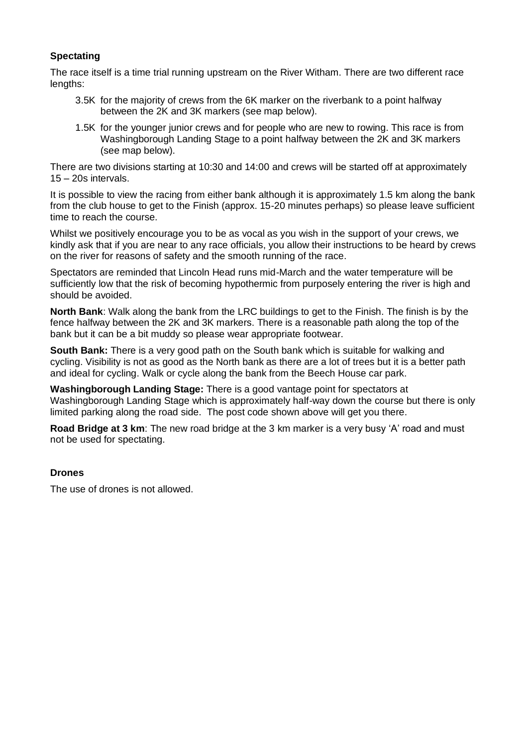## Spectating

The race itself is a time trial running upstream on the River Witham. There are two different race lengths:

- 3.5K for the majority of crews from the 6K marker on the riverbank to a point halfway between the 2K and 3K markers (see map below).
- 1.5K for the younger junior crews and for people who are new to rowing. This race is from Washingborough Landing Stage to a point halfway between the 2K and 3K markers (see map below).

There are two divisions starting at 10:30 and 14:00 and crews will be started off at approximately 15 – 20s intervals.

It is possible to view the racing from either bank although it is approximately 1.5 km along the bank from the club house to get to the Finish (approx. 15-20 minutes perhaps) so please leave sufficient time to reach the course.

Whilst we positively encourage you to be as vocal as you wish in the support of your crews, we kindly ask that if you are near to any race officials, you allow their instructions to be heard by crews on the river for reasons of safety and the smooth running of the race.

Spectators are reminded that Lincoln Head runs mid-March and the water temperature will be sufficiently low that the risk of becoming hypothermic from purposely entering the river is high and should be avoided.

**North Bank**: Walk along the bank from the LRC buildings to get to the Finish. The finish is by the fence halfway between the 2K and 3K markers. There is a reasonable path along the top of the bank but it can be a bit muddy so please wear appropriate footwear.

**South Bank:** There is a very good path on the South bank which is suitable for walking and cycling. Visibility is not as good as the North bank as there are a lot of trees but it is a better path and ideal for cycling. Walk or cycle along the bank from the Beech House car park.

**Washingborough Landing Stage:** There is a good vantage point for spectators at Washingborough Landing Stage which is approximately half-way down the course but there is only limited parking along the road side. The post code shown above will get you there.

**Road Bridge at 3 km**: The new road bridge at the 3 km marker is a very busy 'A' road and must not be used for spectating.

## Drones

The use of drones is not allowed.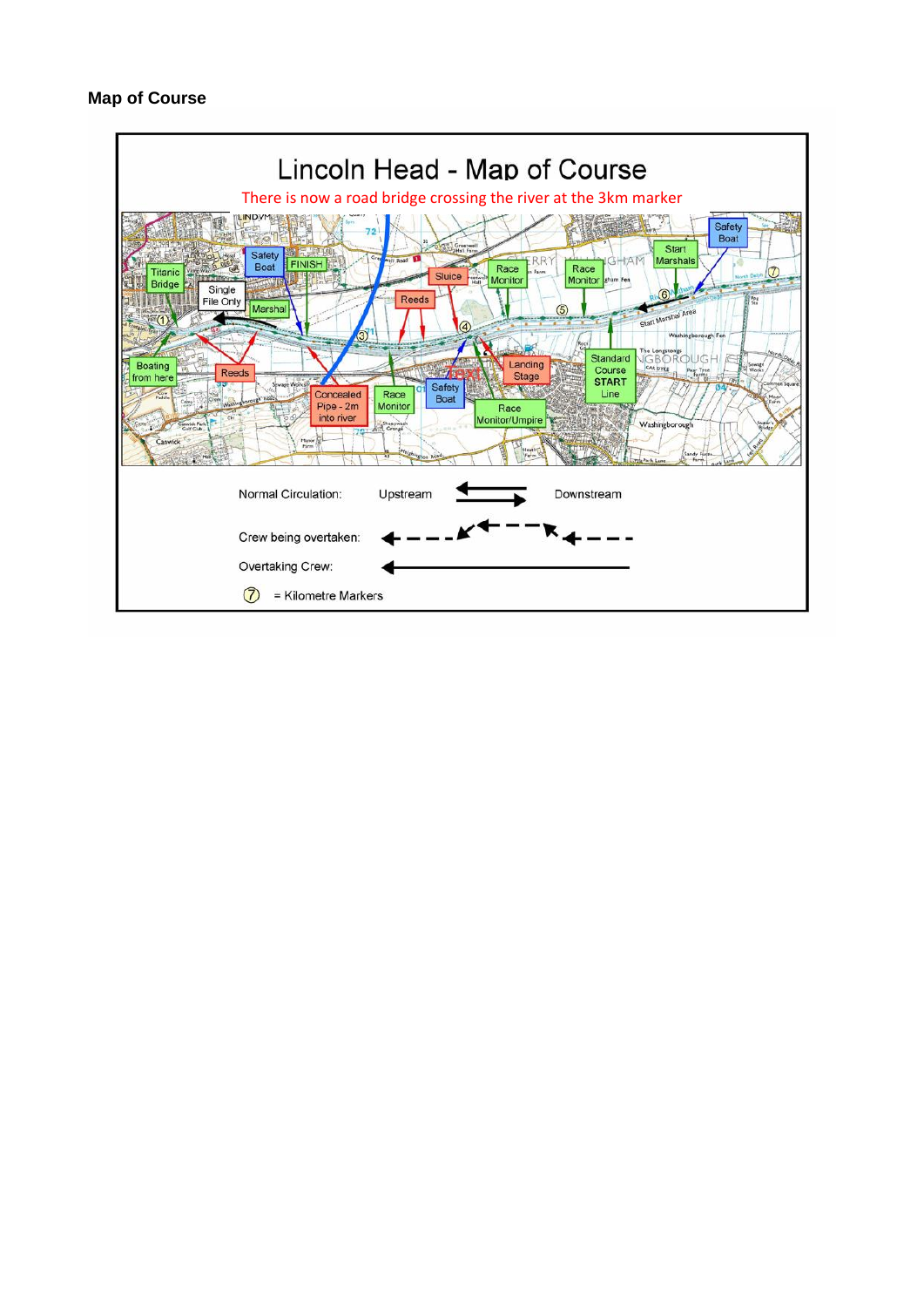### Map of Course

Lincoln Head - Map of Course

There is now a road bridge crossing the river at the 3km marker

Safety Boat
FINISH
Titanic Bridge
Single File Only
Marshal
Boating from here
Reeds
Concealed Pipe - 2m into river
Race Monitor
Safety Boat
Sluice
Reeds
Race Monitor
Race Monitor
Landing Stage
Race Monitor/Umpire
Standard Course START Line
Start Marshals
Safety Boat

Normal Circulation: Upstream Downstream

Crew being overtaken:

Overtaking Crew:

⑦ = Kilometre Markers